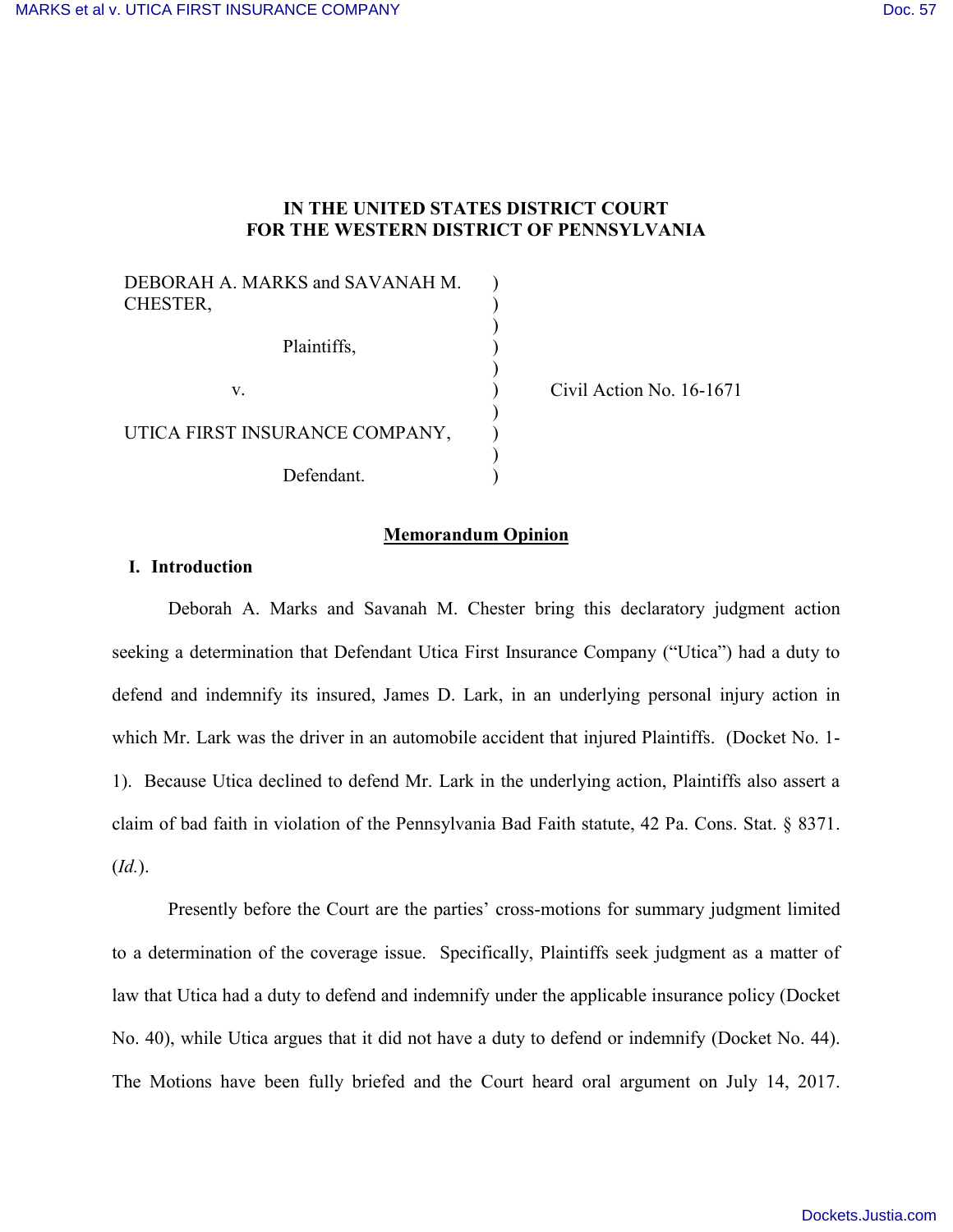# IN THE UNITED STATES DISTRICT COURT
# FOR THE WESTERN DISTRICT OF PENNSYLVANIA

| | | |
|---|---|---|
| DEBORAH A. MARKS and SAVANAH M. CHESTER, | ) | |
| Plaintiffs, | ) | |
| v. | ) | Civil Action No. 16-1671 |
| UTICA FIRST INSURANCE COMPANY, | ) | |
| Defendant. | ) | |

## Memorandum Opinion

### I. Introduction

Deborah A. Marks and Savanah M. Chester bring this declaratory judgment action seeking a determination that Defendant Utica First Insurance Company ("Utica") had a duty to defend and indemnify its insured, James D. Lark, in an underlying personal injury action in which Mr. Lark was the driver in an automobile accident that injured Plaintiffs. (Docket No. 1-1). Because Utica declined to defend Mr. Lark in the underlying action, Plaintiffs also assert a claim of bad faith in violation of the Pennsylvania Bad Faith statute, 42 Pa. Cons. Stat. § 8371. (*Id.*).

Presently before the Court are the parties' cross-motions for summary judgment limited to a determination of the coverage issue. Specifically, Plaintiffs seek judgment as a matter of law that Utica had a duty to defend and indemnify under the applicable insurance policy (Docket No. 40), while Utica argues that it did not have a duty to defend or indemnify (Docket No. 44). The Motions have been fully briefed and the Court heard oral argument on July 14, 2017.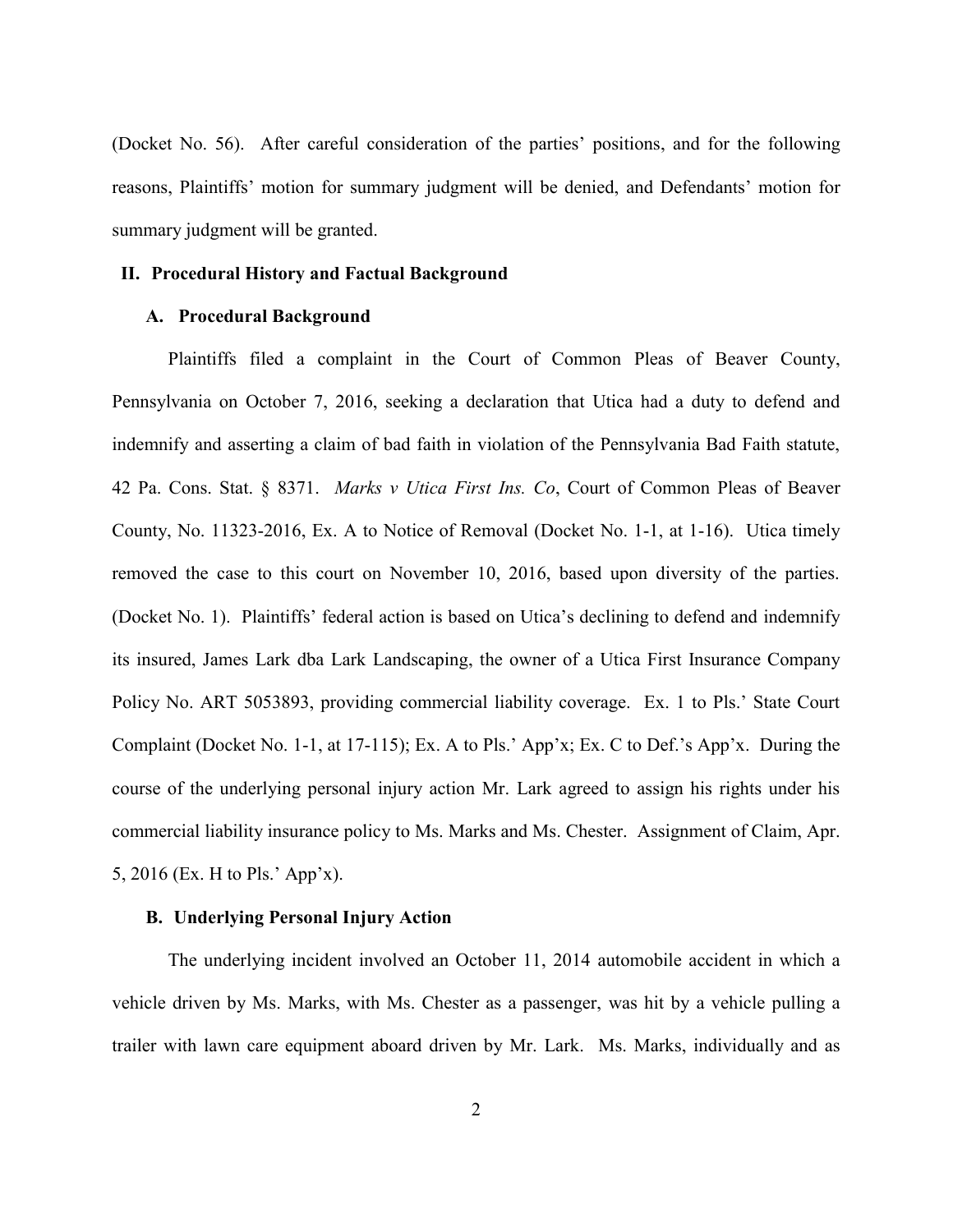(Docket No. 56). After careful consideration of the parties' positions, and for the following reasons, Plaintiffs' motion for summary judgment will be denied, and Defendants' motion for summary judgment will be granted.

## II. Procedural History and Factual Background

### A. Procedural Background

Plaintiffs filed a complaint in the Court of Common Pleas of Beaver County, Pennsylvania on October 7, 2016, seeking a declaration that Utica had a duty to defend and indemnify and asserting a claim of bad faith in violation of the Pennsylvania Bad Faith statute, 42 Pa. Cons. Stat. § 8371. *Marks v Utica First Ins. Co*, Court of Common Pleas of Beaver County, No. 11323-2016, Ex. A to Notice of Removal (Docket No. 1-1, at 1-16). Utica timely removed the case to this court on November 10, 2016, based upon diversity of the parties. (Docket No. 1). Plaintiffs' federal action is based on Utica's declining to defend and indemnify its insured, James Lark dba Lark Landscaping, the owner of a Utica First Insurance Company Policy No. ART 5053893, providing commercial liability coverage. Ex. 1 to Pls.' State Court Complaint (Docket No. 1-1, at 17-115); Ex. A to Pls.' App'x; Ex. C to Def.'s App'x. During the course of the underlying personal injury action Mr. Lark agreed to assign his rights under his commercial liability insurance policy to Ms. Marks and Ms. Chester. Assignment of Claim, Apr. 5, 2016 (Ex. H to Pls.' App'x).

### B. Underlying Personal Injury Action

The underlying incident involved an October 11, 2014 automobile accident in which a vehicle driven by Ms. Marks, with Ms. Chester as a passenger, was hit by a vehicle pulling a trailer with lawn care equipment aboard driven by Mr. Lark. Ms. Marks, individually and as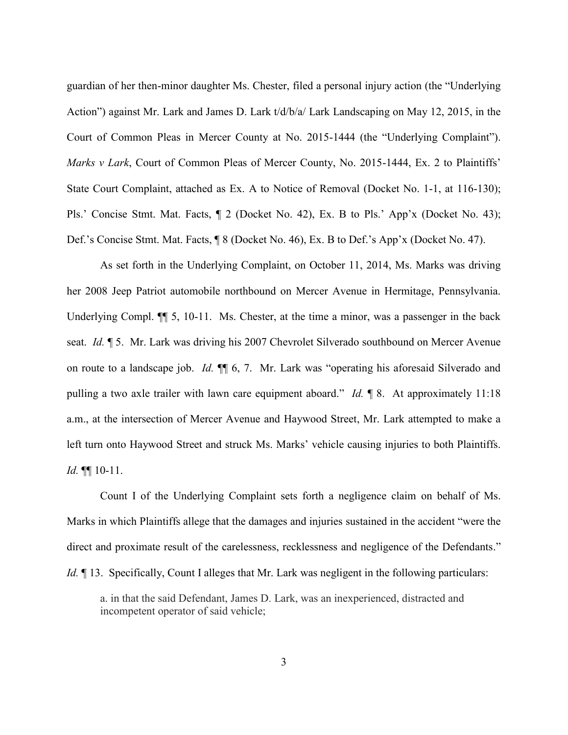guardian of her then-minor daughter Ms. Chester, filed a personal injury action (the "Underlying Action") against Mr. Lark and James D. Lark t/d/b/a/ Lark Landscaping on May 12, 2015, in the Court of Common Pleas in Mercer County at No. 2015-1444 (the "Underlying Complaint"). *Marks v Lark*, Court of Common Pleas of Mercer County, No. 2015-1444, Ex. 2 to Plaintiffs' State Court Complaint, attached as Ex. A to Notice of Removal (Docket No. 1-1, at 116-130); Pls.' Concise Stmt. Mat. Facts, ¶ 2 (Docket No. 42), Ex. B to Pls.' App'x (Docket No. 43); Def.'s Concise Stmt. Mat. Facts, ¶ 8 (Docket No. 46), Ex. B to Def.'s App'x (Docket No. 47).

As set forth in the Underlying Complaint, on October 11, 2014, Ms. Marks was driving her 2008 Jeep Patriot automobile northbound on Mercer Avenue in Hermitage, Pennsylvania. Underlying Compl. ¶¶ 5, 10-11. Ms. Chester, at the time a minor, was a passenger in the back seat. *Id.* ¶ 5. Mr. Lark was driving his 2007 Chevrolet Silverado southbound on Mercer Avenue on route to a landscape job. *Id.* ¶¶ 6, 7. Mr. Lark was "operating his aforesaid Silverado and pulling a two axle trailer with lawn care equipment aboard." *Id.* ¶ 8. At approximately 11:18 a.m., at the intersection of Mercer Avenue and Haywood Street, Mr. Lark attempted to make a left turn onto Haywood Street and struck Ms. Marks' vehicle causing injuries to both Plaintiffs. *Id.* ¶¶ 10-11.

Count I of the Underlying Complaint sets forth a negligence claim on behalf of Ms. Marks in which Plaintiffs allege that the damages and injuries sustained in the accident "were the direct and proximate result of the carelessness, recklessness and negligence of the Defendants." *Id.* ¶ 13. Specifically, Count I alleges that Mr. Lark was negligent in the following particulars:

> a. in that the said Defendant, James D. Lark, was an inexperienced, distracted and incompetent operator of said vehicle;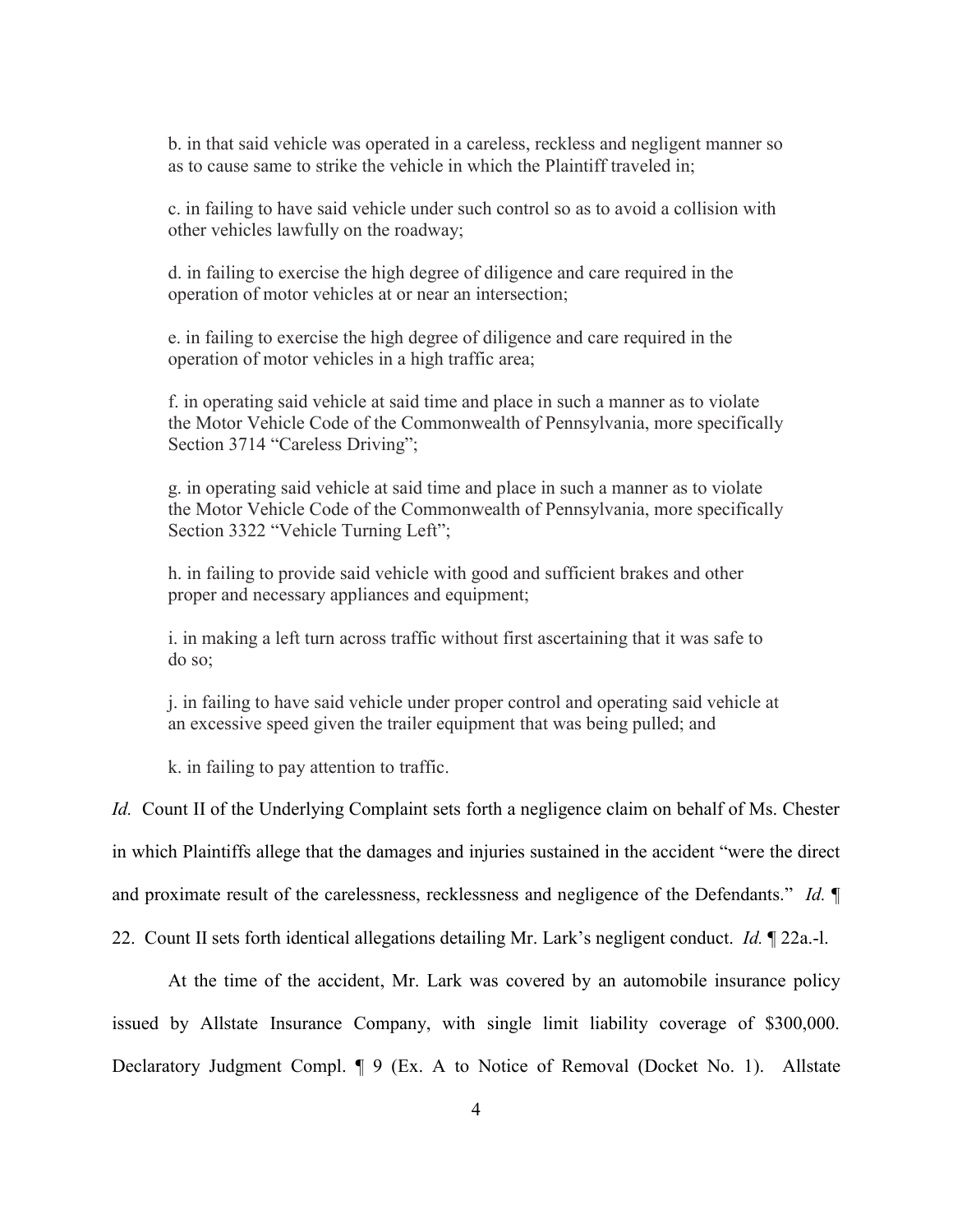b. in that said vehicle was operated in a careless, reckless and negligent manner so as to cause same to strike the vehicle in which the Plaintiff traveled in;

c. in failing to have said vehicle under such control so as to avoid a collision with other vehicles lawfully on the roadway;

d. in failing to exercise the high degree of diligence and care required in the operation of motor vehicles at or near an intersection;

e. in failing to exercise the high degree of diligence and care required in the operation of motor vehicles in a high traffic area;

f. in operating said vehicle at said time and place in such a manner as to violate the Motor Vehicle Code of the Commonwealth of Pennsylvania, more specifically Section 3714 "Careless Driving";

g. in operating said vehicle at said time and place in such a manner as to violate the Motor Vehicle Code of the Commonwealth of Pennsylvania, more specifically Section 3322 "Vehicle Turning Left";

h. in failing to provide said vehicle with good and sufficient brakes and other proper and necessary appliances and equipment;

i. in making a left turn across traffic without first ascertaining that it was safe to do so;

j. in failing to have said vehicle under proper control and operating said vehicle at an excessive speed given the trailer equipment that was being pulled; and

k. in failing to pay attention to traffic.

*Id.* Count II of the Underlying Complaint sets forth a negligence claim on behalf of Ms. Chester in which Plaintiffs allege that the damages and injuries sustained in the accident "were the direct and proximate result of the carelessness, recklessness and negligence of the Defendants." *Id.* ¶ 22. Count II sets forth identical allegations detailing Mr. Lark's negligent conduct. *Id.* ¶ 22a.-l.

At the time of the accident, Mr. Lark was covered by an automobile insurance policy issued by Allstate Insurance Company, with single limit liability coverage of $300,000. Declaratory Judgment Compl. ¶ 9 (Ex. A to Notice of Removal (Docket No. 1). Allstate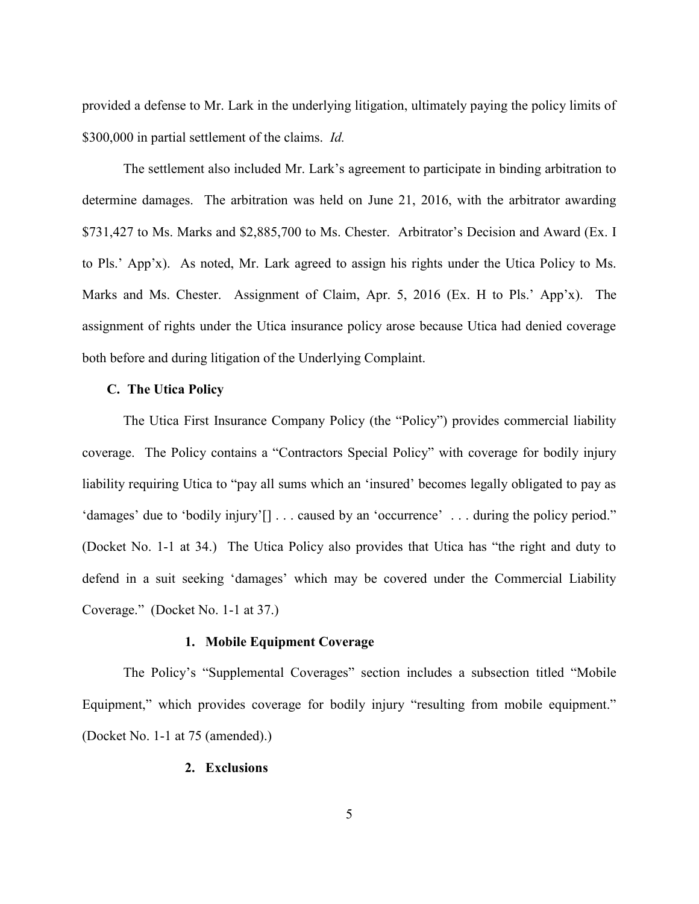provided a defense to Mr. Lark in the underlying litigation, ultimately paying the policy limits of $300,000 in partial settlement of the claims. *Id.*

The settlement also included Mr. Lark's agreement to participate in binding arbitration to determine damages. The arbitration was held on June 21, 2016, with the arbitrator awarding $731,427 to Ms. Marks and $2,885,700 to Ms. Chester. Arbitrator's Decision and Award (Ex. I to Pls.' App'x). As noted, Mr. Lark agreed to assign his rights under the Utica Policy to Ms. Marks and Ms. Chester. Assignment of Claim, Apr. 5, 2016 (Ex. H to Pls.' App'x). The assignment of rights under the Utica insurance policy arose because Utica had denied coverage both before and during litigation of the Underlying Complaint.

### C. The Utica Policy

The Utica First Insurance Company Policy (the "Policy") provides commercial liability coverage. The Policy contains a "Contractors Special Policy" with coverage for bodily injury liability requiring Utica to "pay all sums which an 'insured' becomes legally obligated to pay as 'damages' due to 'bodily injury'[] . . . caused by an 'occurrence' . . . during the policy period." (Docket No. 1-1 at 34.) The Utica Policy also provides that Utica has "the right and duty to defend in a suit seeking 'damages' which may be covered under the Commercial Liability Coverage." (Docket No. 1-1 at 37.)

#### 1. Mobile Equipment Coverage

The Policy's "Supplemental Coverages" section includes a subsection titled "Mobile Equipment," which provides coverage for bodily injury "resulting from mobile equipment." (Docket No. 1-1 at 75 (amended).)

#### 2. Exclusions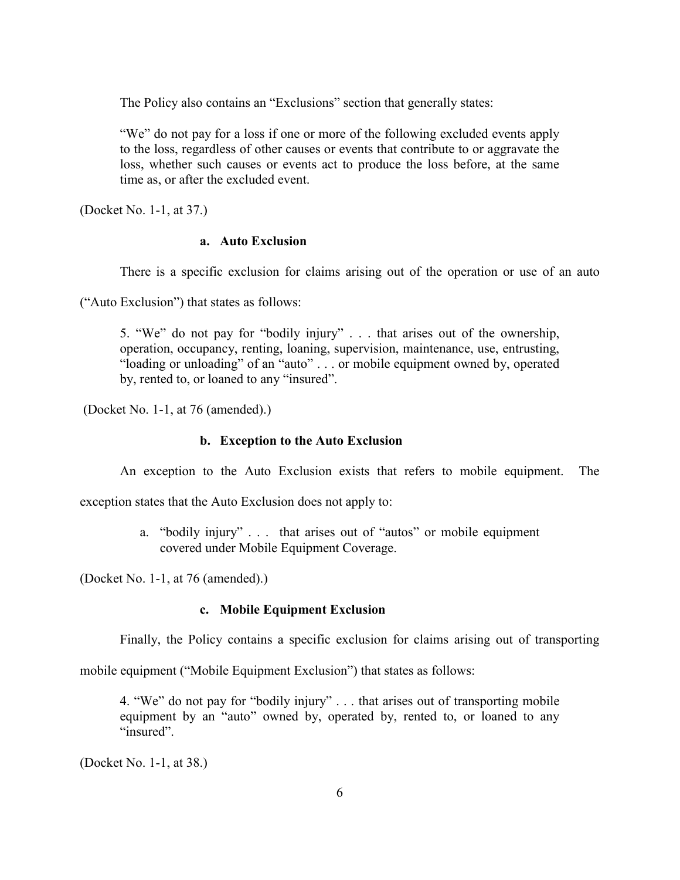The Policy also contains an "Exclusions" section that generally states:

> "We" do not pay for a loss if one or more of the following excluded events apply to the loss, regardless of other causes or events that contribute to or aggravate the loss, whether such causes or events act to produce the loss before, at the same time as, or after the excluded event.

(Docket No. 1-1, at 37.)

#### a. Auto Exclusion

There is a specific exclusion for claims arising out of the operation or use of an auto ("Auto Exclusion") that states as follows:

> 5. "We" do not pay for "bodily injury" . . . that arises out of the ownership, operation, occupancy, renting, loaning, supervision, maintenance, use, entrusting, "loading or unloading" of an "auto" . . . or mobile equipment owned by, operated by, rented to, or loaned to any "insured".

(Docket No. 1-1, at 76 (amended).)

#### b. Exception to the Auto Exclusion

An exception to the Auto Exclusion exists that refers to mobile equipment. The exception states that the Auto Exclusion does not apply to:

> a. "bodily injury" . . . that arises out of "autos" or mobile equipment covered under Mobile Equipment Coverage.

(Docket No. 1-1, at 76 (amended).)

#### c. Mobile Equipment Exclusion

Finally, the Policy contains a specific exclusion for claims arising out of transporting mobile equipment ("Mobile Equipment Exclusion") that states as follows:

> 4. "We" do not pay for "bodily injury" . . . that arises out of transporting mobile equipment by an "auto" owned by, operated by, rented to, or loaned to any "insured".

(Docket No. 1-1, at 38.)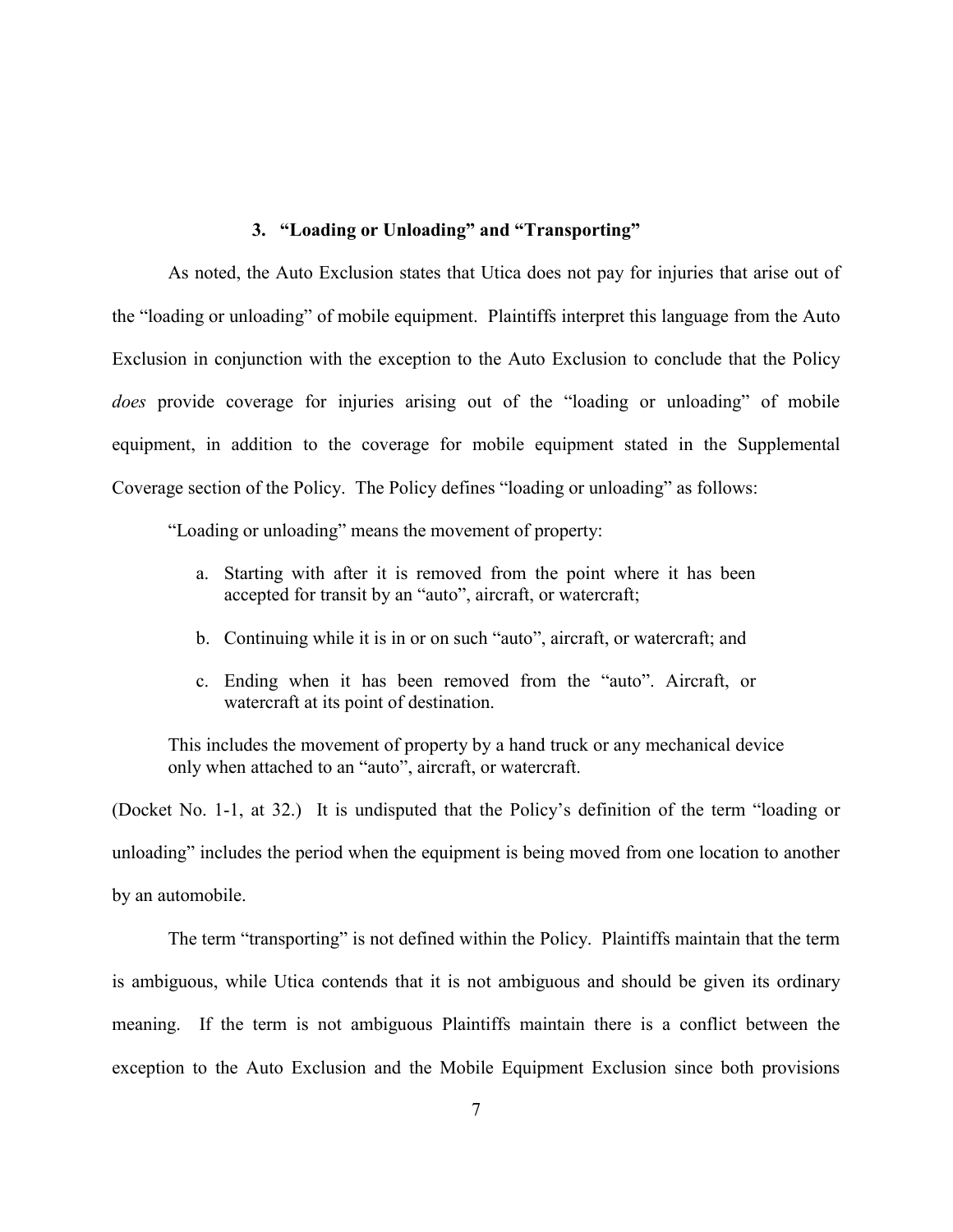### 3. "Loading or Unloading" and "Transporting"

As noted, the Auto Exclusion states that Utica does not pay for injuries that arise out of the "loading or unloading" of mobile equipment. Plaintiffs interpret this language from the Auto Exclusion in conjunction with the exception to the Auto Exclusion to conclude that the Policy *does* provide coverage for injuries arising out of the "loading or unloading" of mobile equipment, in addition to the coverage for mobile equipment stated in the Supplemental Coverage section of the Policy. The Policy defines "loading or unloading" as follows:

> "Loading or unloading" means the movement of property:
>
> a. Starting with after it is removed from the point where it has been accepted for transit by an "auto", aircraft, or watercraft;
>
> b. Continuing while it is in or on such "auto", aircraft, or watercraft; and
>
> c. Ending when it has been removed from the "auto". Aircraft, or watercraft at its point of destination.
>
> This includes the movement of property by a hand truck or any mechanical device only when attached to an "auto", aircraft, or watercraft.

(Docket No. 1-1, at 32.) It is undisputed that the Policy's definition of the term "loading or unloading" includes the period when the equipment is being moved from one location to another by an automobile.

The term "transporting" is not defined within the Policy. Plaintiffs maintain that the term is ambiguous, while Utica contends that it is not ambiguous and should be given its ordinary meaning. If the term is not ambiguous Plaintiffs maintain there is a conflict between the exception to the Auto Exclusion and the Mobile Equipment Exclusion since both provisions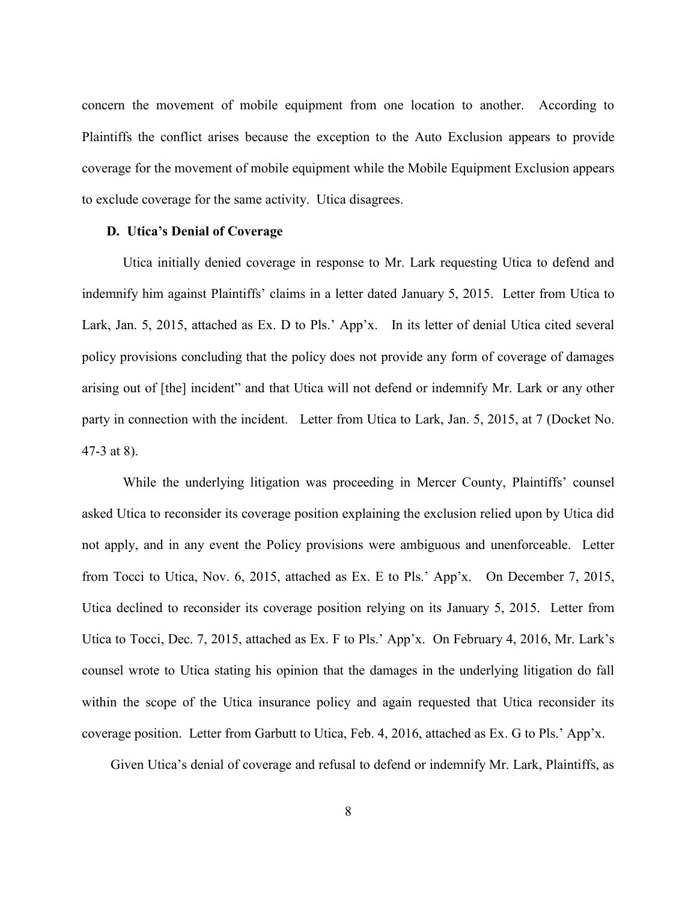concern the movement of mobile equipment from one location to another. According to Plaintiffs the conflict arises because the exception to the Auto Exclusion appears to provide coverage for the movement of mobile equipment while the Mobile Equipment Exclusion appears to exclude coverage for the same activity. Utica disagrees.

### D. Utica's Denial of Coverage

Utica initially denied coverage in response to Mr. Lark requesting Utica to defend and indemnify him against Plaintiffs' claims in a letter dated January 5, 2015. Letter from Utica to Lark, Jan. 5, 2015, attached as Ex. D to Pls.' App'x. In its letter of denial Utica cited several policy provisions concluding that the policy does not provide any form of coverage of damages arising out of [the] incident" and that Utica will not defend or indemnify Mr. Lark or any other party in connection with the incident. Letter from Utica to Lark, Jan. 5, 2015, at 7 (Docket No. 47-3 at 8).

While the underlying litigation was proceeding in Mercer County, Plaintiffs' counsel asked Utica to reconsider its coverage position explaining the exclusion relied upon by Utica did not apply, and in any event the Policy provisions were ambiguous and unenforceable. Letter from Tocci to Utica, Nov. 6, 2015, attached as Ex. E to Pls.' App'x. On December 7, 2015, Utica declined to reconsider its coverage position relying on its January 5, 2015. Letter from Utica to Tocci, Dec. 7, 2015, attached as Ex. F to Pls.' App'x. On February 4, 2016, Mr. Lark's counsel wrote to Utica stating his opinion that the damages in the underlying litigation do fall within the scope of the Utica insurance policy and again requested that Utica reconsider its coverage position. Letter from Garbutt to Utica, Feb. 4, 2016, attached as Ex. G to Pls.' App'x.

Given Utica's denial of coverage and refusal to defend or indemnify Mr. Lark, Plaintiffs, as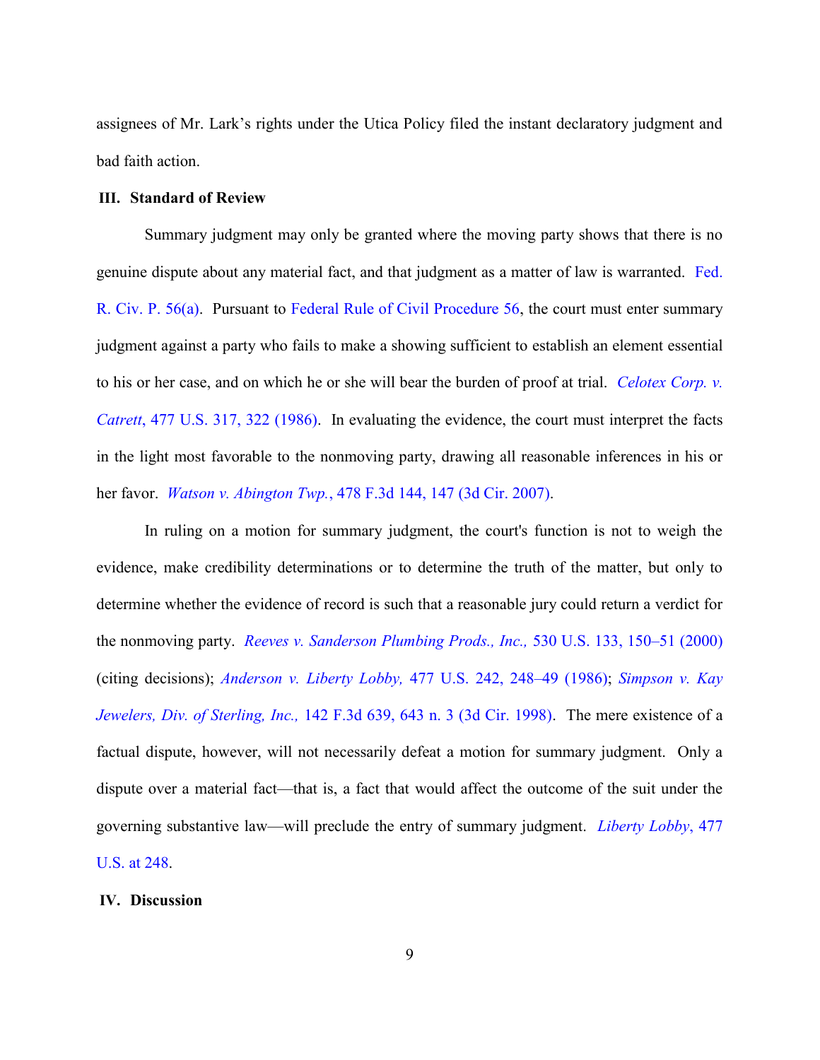assignees of Mr. Lark's rights under the Utica Policy filed the instant declaratory judgment and bad faith action.

## III. Standard of Review

Summary judgment may only be granted where the moving party shows that there is no genuine dispute about any material fact, and that judgment as a matter of law is warranted. Fed. R. Civ. P. 56(a). Pursuant to Federal Rule of Civil Procedure 56, the court must enter summary judgment against a party who fails to make a showing sufficient to establish an element essential to his or her case, and on which he or she will bear the burden of proof at trial. *Celotex Corp. v. Catrett*, 477 U.S. 317, 322 (1986). In evaluating the evidence, the court must interpret the facts in the light most favorable to the nonmoving party, drawing all reasonable inferences in his or her favor. *Watson v. Abington Twp.*, 478 F.3d 144, 147 (3d Cir. 2007).

In ruling on a motion for summary judgment, the court's function is not to weigh the evidence, make credibility determinations or to determine the truth of the matter, but only to determine whether the evidence of record is such that a reasonable jury could return a verdict for the nonmoving party. *Reeves v. Sanderson Plumbing Prods., Inc.,* 530 U.S. 133, 150–51 (2000) (citing decisions); *Anderson v. Liberty Lobby,* 477 U.S. 242, 248–49 (1986); *Simpson v. Kay Jewelers, Div. of Sterling, Inc.,* 142 F.3d 639, 643 n. 3 (3d Cir. 1998). The mere existence of a factual dispute, however, will not necessarily defeat a motion for summary judgment. Only a dispute over a material fact—that is, a fact that would affect the outcome of the suit under the governing substantive law—will preclude the entry of summary judgment. *Liberty Lobby*, 477 U.S. at 248.

## IV. Discussion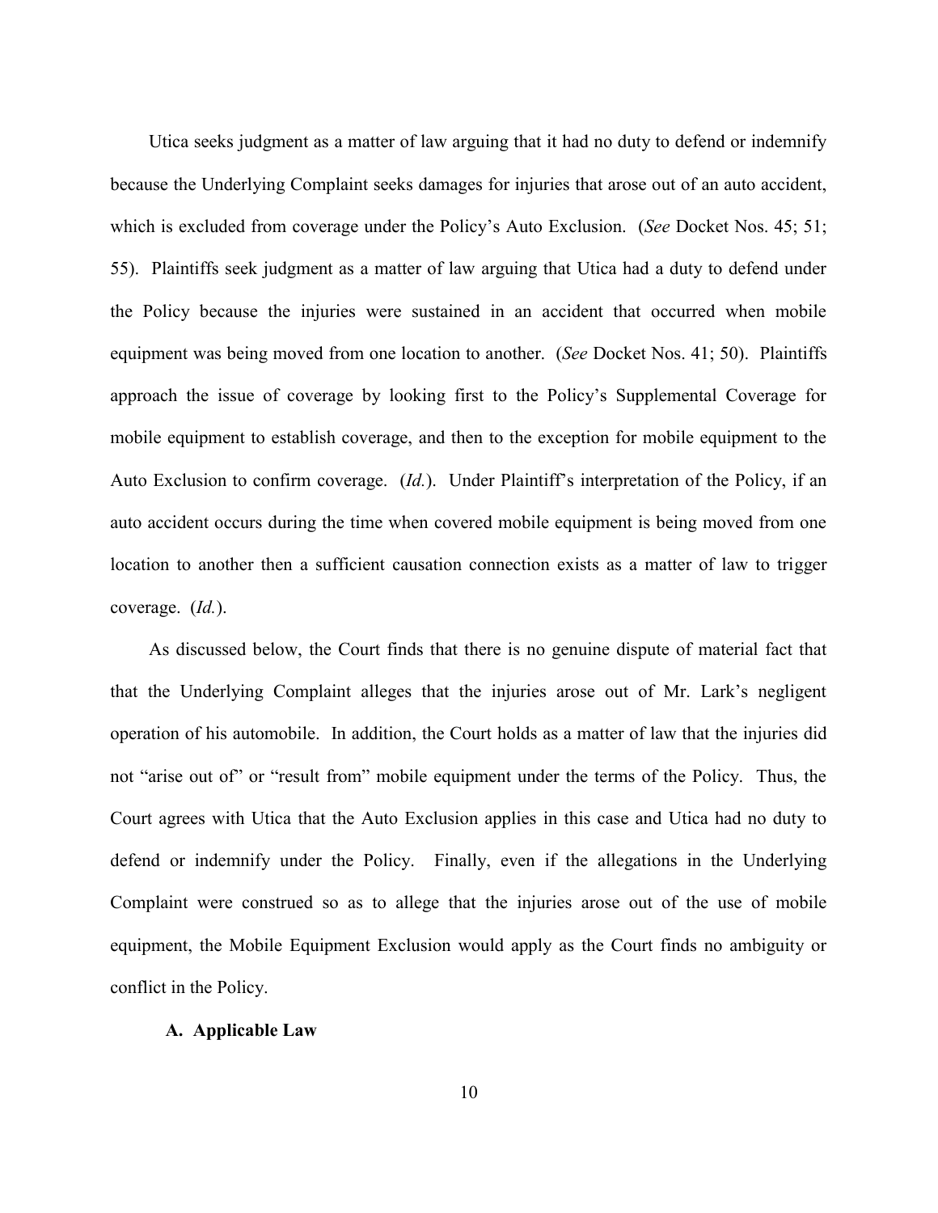Utica seeks judgment as a matter of law arguing that it had no duty to defend or indemnify because the Underlying Complaint seeks damages for injuries that arose out of an auto accident, which is excluded from coverage under the Policy's Auto Exclusion. (*See* Docket Nos. 45; 51; 55). Plaintiffs seek judgment as a matter of law arguing that Utica had a duty to defend under the Policy because the injuries were sustained in an accident that occurred when mobile equipment was being moved from one location to another. (*See* Docket Nos. 41; 50). Plaintiffs approach the issue of coverage by looking first to the Policy's Supplemental Coverage for mobile equipment to establish coverage, and then to the exception for mobile equipment to the Auto Exclusion to confirm coverage. (*Id.*). Under Plaintiff's interpretation of the Policy, if an auto accident occurs during the time when covered mobile equipment is being moved from one location to another then a sufficient causation connection exists as a matter of law to trigger coverage. (*Id.*).

As discussed below, the Court finds that there is no genuine dispute of material fact that that the Underlying Complaint alleges that the injuries arose out of Mr. Lark's negligent operation of his automobile. In addition, the Court holds as a matter of law that the injuries did not "arise out of" or "result from" mobile equipment under the terms of the Policy. Thus, the Court agrees with Utica that the Auto Exclusion applies in this case and Utica had no duty to defend or indemnify under the Policy. Finally, even if the allegations in the Underlying Complaint were construed so as to allege that the injuries arose out of the use of mobile equipment, the Mobile Equipment Exclusion would apply as the Court finds no ambiguity or conflict in the Policy.

**A. Applicable Law**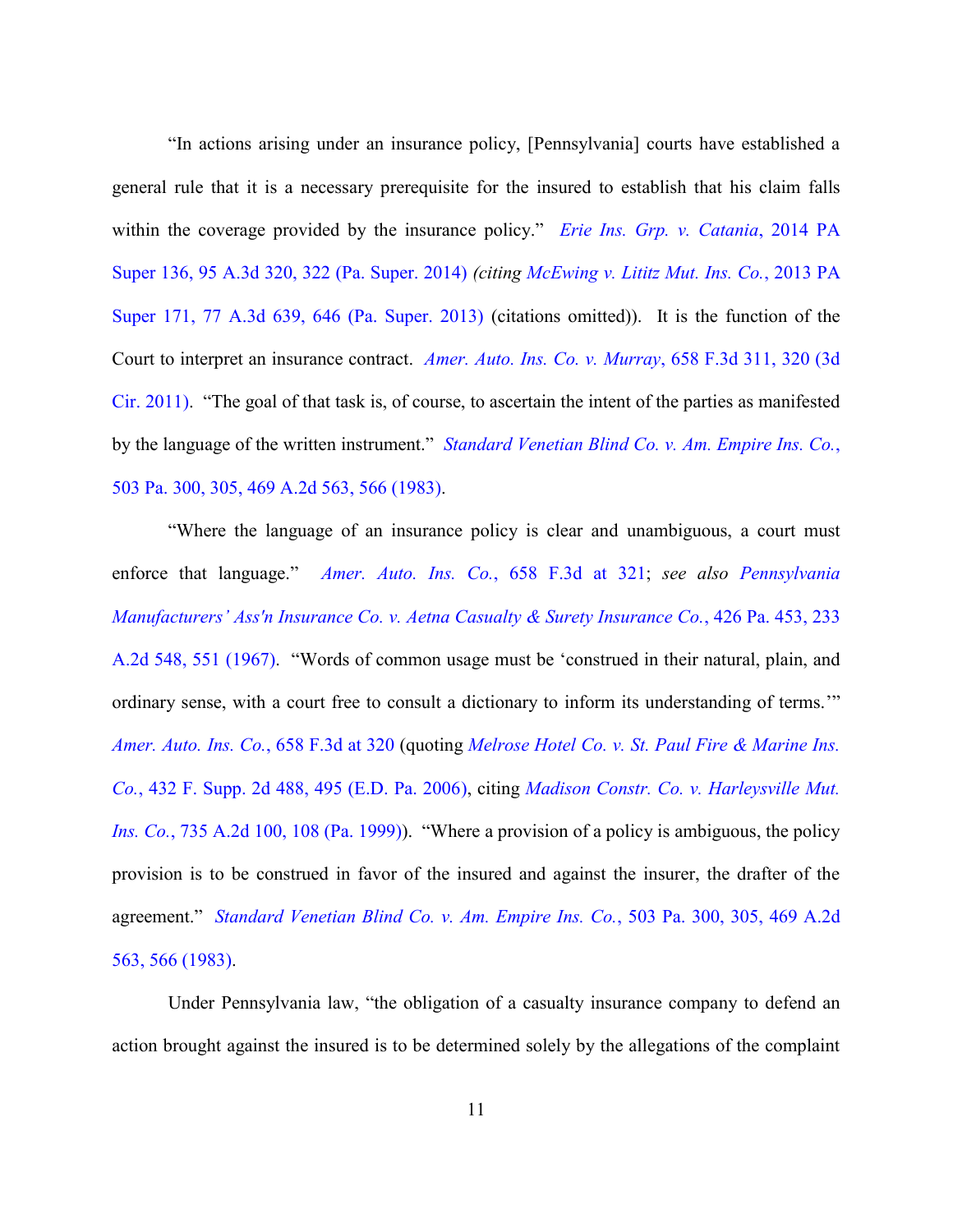"In actions arising under an insurance policy, [Pennsylvania] courts have established a general rule that it is a necessary prerequisite for the insured to establish that his claim falls within the coverage provided by the insurance policy." *Erie Ins. Grp. v. Catania*, 2014 PA Super 136, 95 A.3d 320, 322 (Pa. Super. 2014) *(citing McEwing v. Lititz Mut. Ins. Co.*, 2013 PA Super 171, 77 A.3d 639, 646 (Pa. Super. 2013) (citations omitted)). It is the function of the Court to interpret an insurance contract. *Amer. Auto. Ins. Co. v. Murray*, 658 F.3d 311, 320 (3d Cir. 2011). "The goal of that task is, of course, to ascertain the intent of the parties as manifested by the language of the written instrument." *Standard Venetian Blind Co. v. Am. Empire Ins. Co.*, 503 Pa. 300, 305, 469 A.2d 563, 566 (1983).

"Where the language of an insurance policy is clear and unambiguous, a court must enforce that language." *Amer. Auto. Ins. Co.*, 658 F.3d at 321; *see also Pennsylvania Manufacturers' Ass'n Insurance Co. v. Aetna Casualty & Surety Insurance Co.*, 426 Pa. 453, 233 A.2d 548, 551 (1967). "Words of common usage must be 'construed in their natural, plain, and ordinary sense, with a court free to consult a dictionary to inform its understanding of terms.'" *Amer. Auto. Ins. Co.*, 658 F.3d at 320 (quoting *Melrose Hotel Co. v. St. Paul Fire & Marine Ins. Co.*, 432 F. Supp. 2d 488, 495 (E.D. Pa. 2006), citing *Madison Constr. Co. v. Harleysville Mut. Ins. Co.*, 735 A.2d 100, 108 (Pa. 1999)). "Where a provision of a policy is ambiguous, the policy provision is to be construed in favor of the insured and against the insurer, the drafter of the agreement." *Standard Venetian Blind Co. v. Am. Empire Ins. Co.*, 503 Pa. 300, 305, 469 A.2d 563, 566 (1983).

Under Pennsylvania law, "the obligation of a casualty insurance company to defend an action brought against the insured is to be determined solely by the allegations of the complaint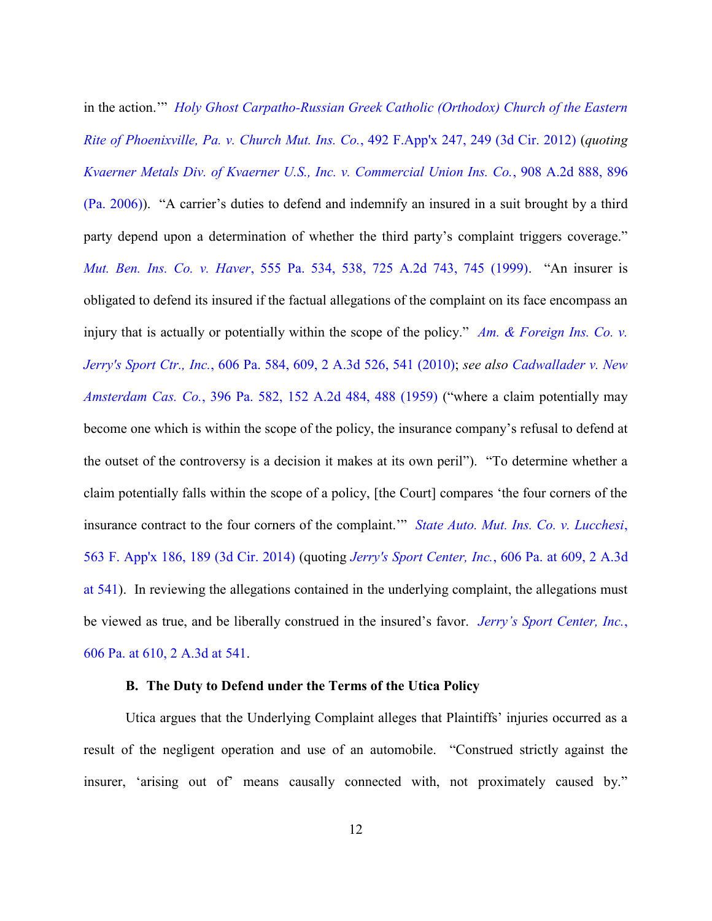in the action.'" *Holy Ghost Carpatho-Russian Greek Catholic (Orthodox) Church of the Eastern Rite of Phoenixville, Pa. v. Church Mut. Ins. Co.*, 492 F.App'x 247, 249 (3d Cir. 2012) (*quoting Kvaerner Metals Div. of Kvaerner U.S., Inc. v. Commercial Union Ins. Co.*, 908 A.2d 888, 896 (Pa. 2006)). "A carrier's duties to defend and indemnify an insured in a suit brought by a third party depend upon a determination of whether the third party's complaint triggers coverage." *Mut. Ben. Ins. Co. v. Haver*, 555 Pa. 534, 538, 725 A.2d 743, 745 (1999). "An insurer is obligated to defend its insured if the factual allegations of the complaint on its face encompass an injury that is actually or potentially within the scope of the policy." *Am. & Foreign Ins. Co. v. Jerry's Sport Ctr., Inc.*, 606 Pa. 584, 609, 2 A.3d 526, 541 (2010); *see also* Cadwallader v. New Amsterdam Cas. Co., 396 Pa. 582, 152 A.2d 484, 488 (1959) ("where a claim potentially may become one which is within the scope of the policy, the insurance company's refusal to defend at the outset of the controversy is a decision it makes at its own peril"). "To determine whether a claim potentially falls within the scope of a policy, [the Court] compares 'the four corners of the insurance contract to the four corners of the complaint.'" *State Auto. Mut. Ins. Co. v. Lucchesi*, 563 F. App'x 186, 189 (3d Cir. 2014) (quoting *Jerry's Sport Center, Inc.*, 606 Pa. at 609, 2 A.3d at 541). In reviewing the allegations contained in the underlying complaint, the allegations must be viewed as true, and be liberally construed in the insured's favor. *Jerry's Sport Center, Inc.*, 606 Pa. at 610, 2 A.3d at 541.

### B. The Duty to Defend under the Terms of the Utica Policy

Utica argues that the Underlying Complaint alleges that Plaintiffs' injuries occurred as a result of the negligent operation and use of an automobile. "Construed strictly against the insurer, 'arising out of' means causally connected with, not proximately caused by."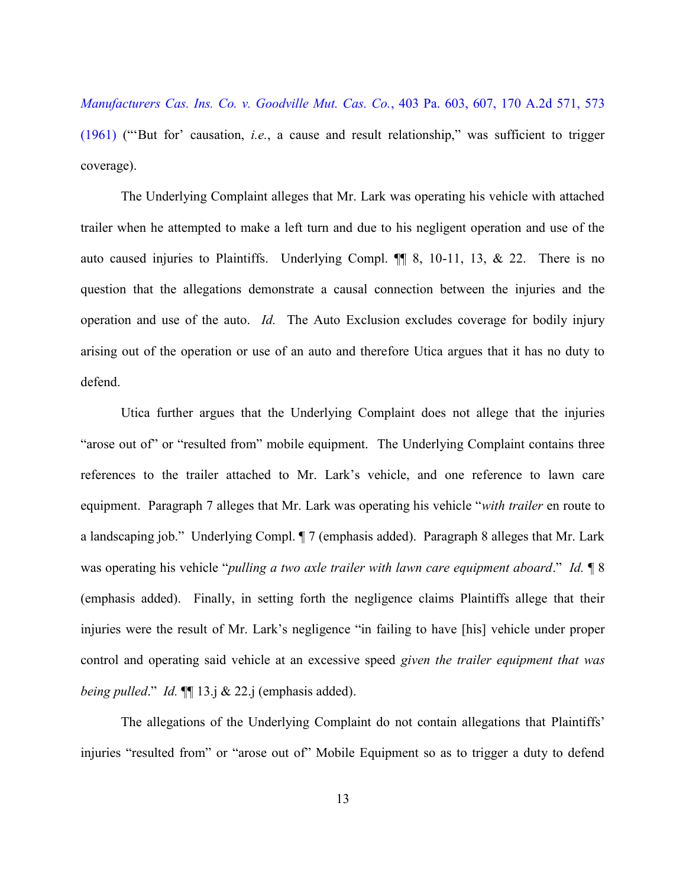*Manufacturers Cas. Ins. Co. v. Goodville Mut. Cas. Co.*, 403 Pa. 603, 607, 170 A.2d 571, 573 (1961) ("'But for' causation, *i.e.*, a cause and result relationship," was sufficient to trigger coverage).

The Underlying Complaint alleges that Mr. Lark was operating his vehicle with attached trailer when he attempted to make a left turn and due to his negligent operation and use of the auto caused injuries to Plaintiffs. Underlying Compl. ¶¶ 8, 10-11, 13, & 22. There is no question that the allegations demonstrate a causal connection between the injuries and the operation and use of the auto. *Id.* The Auto Exclusion excludes coverage for bodily injury arising out of the operation or use of an auto and therefore Utica argues that it has no duty to defend.

Utica further argues that the Underlying Complaint does not allege that the injuries "arose out of" or "resulted from" mobile equipment. The Underlying Complaint contains three references to the trailer attached to Mr. Lark's vehicle, and one reference to lawn care equipment. Paragraph 7 alleges that Mr. Lark was operating his vehicle "*with trailer* en route to a landscaping job." Underlying Compl. ¶ 7 (emphasis added). Paragraph 8 alleges that Mr. Lark was operating his vehicle "*pulling a two axle trailer with lawn care equipment aboard*." *Id.* ¶ 8 (emphasis added). Finally, in setting forth the negligence claims Plaintiffs allege that their injuries were the result of Mr. Lark's negligence "in failing to have [his] vehicle under proper control and operating said vehicle at an excessive speed *given the trailer equipment that was being pulled*." *Id.* ¶¶ 13.j & 22.j (emphasis added).

The allegations of the Underlying Complaint do not contain allegations that Plaintiffs' injuries "resulted from" or "arose out of" Mobile Equipment so as to trigger a duty to defend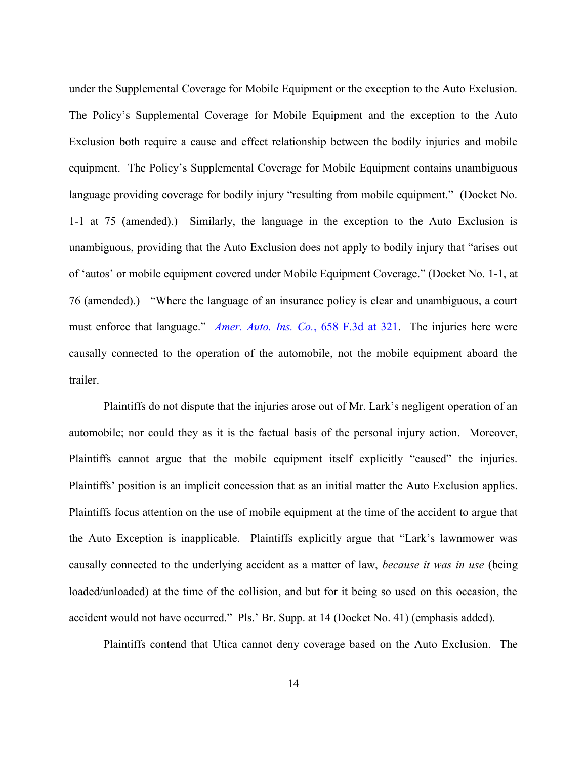under the Supplemental Coverage for Mobile Equipment or the exception to the Auto Exclusion. The Policy's Supplemental Coverage for Mobile Equipment and the exception to the Auto Exclusion both require a cause and effect relationship between the bodily injuries and mobile equipment. The Policy's Supplemental Coverage for Mobile Equipment contains unambiguous language providing coverage for bodily injury "resulting from mobile equipment." (Docket No. 1-1 at 75 (amended).) Similarly, the language in the exception to the Auto Exclusion is unambiguous, providing that the Auto Exclusion does not apply to bodily injury that "arises out of 'autos' or mobile equipment covered under Mobile Equipment Coverage." (Docket No. 1-1, at 76 (amended).) "Where the language of an insurance policy is clear and unambiguous, a court must enforce that language." *Amer. Auto. Ins. Co.*, 658 F.3d at 321. The injuries here were causally connected to the operation of the automobile, not the mobile equipment aboard the trailer.

Plaintiffs do not dispute that the injuries arose out of Mr. Lark's negligent operation of an automobile; nor could they as it is the factual basis of the personal injury action. Moreover, Plaintiffs cannot argue that the mobile equipment itself explicitly "caused" the injuries. Plaintiffs' position is an implicit concession that as an initial matter the Auto Exclusion applies. Plaintiffs focus attention on the use of mobile equipment at the time of the accident to argue that the Auto Exception is inapplicable. Plaintiffs explicitly argue that "Lark's lawnmower was causally connected to the underlying accident as a matter of law, *because it was in use* (being loaded/unloaded) at the time of the collision, and but for it being so used on this occasion, the accident would not have occurred." Pls.' Br. Supp. at 14 (Docket No. 41) (emphasis added).

Plaintiffs contend that Utica cannot deny coverage based on the Auto Exclusion. The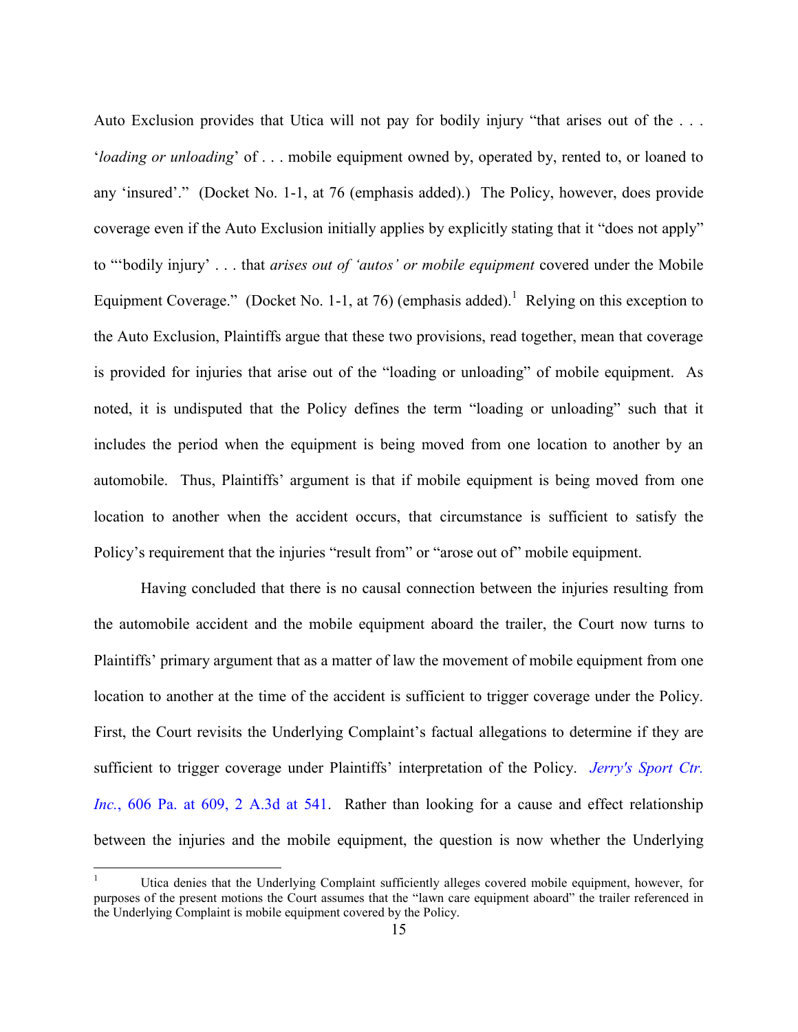Auto Exclusion provides that Utica will not pay for bodily injury "that arises out of the . . . '*loading or unloading*' of . . . mobile equipment owned by, operated by, rented to, or loaned to any 'insured'." (Docket No. 1-1, at 76 (emphasis added).) The Policy, however, does provide coverage even if the Auto Exclusion initially applies by explicitly stating that it "does not apply" to "'bodily injury' . . . that *arises out of 'autos' or mobile equipment* covered under the Mobile Equipment Coverage." (Docket No. 1-1, at 76) (emphasis added).[1] Relying on this exception to the Auto Exclusion, Plaintiffs argue that these two provisions, read together, mean that coverage is provided for injuries that arise out of the "loading or unloading" of mobile equipment. As noted, it is undisputed that the Policy defines the term "loading or unloading" such that it includes the period when the equipment is being moved from one location to another by an automobile. Thus, Plaintiffs' argument is that if mobile equipment is being moved from one location to another when the accident occurs, that circumstance is sufficient to satisfy the Policy's requirement that the injuries "result from" or "arose out of" mobile equipment.

Having concluded that there is no causal connection between the injuries resulting from the automobile accident and the mobile equipment aboard the trailer, the Court now turns to Plaintiffs' primary argument that as a matter of law the movement of mobile equipment from one location to another at the time of the accident is sufficient to trigger coverage under the Policy. First, the Court revisits the Underlying Complaint's factual allegations to determine if they are sufficient to trigger coverage under Plaintiffs' interpretation of the Policy. *Jerry's Sport Ctr. Inc.*, 606 Pa. at 609, 2 A.3d at 541. Rather than looking for a cause and effect relationship between the injuries and the mobile equipment, the question is now whether the Underlying

[1] Utica denies that the Underlying Complaint sufficiently alleges covered mobile equipment, however, for purposes of the present motions the Court assumes that the "lawn care equipment aboard" the trailer referenced in the Underlying Complaint is mobile equipment covered by the Policy.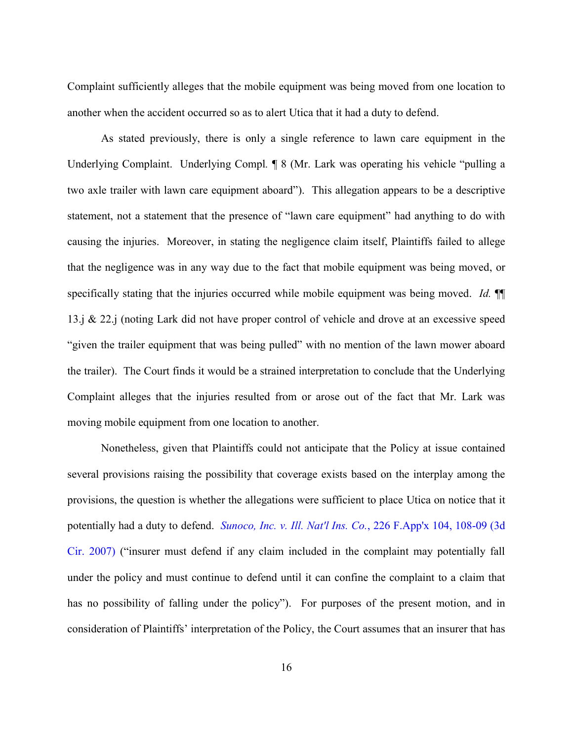Complaint sufficiently alleges that the mobile equipment was being moved from one location to another when the accident occurred so as to alert Utica that it had a duty to defend.

As stated previously, there is only a single reference to lawn care equipment in the Underlying Complaint. Underlying Compl*.* ¶ 8 (Mr. Lark was operating his vehicle "pulling a two axle trailer with lawn care equipment aboard"). This allegation appears to be a descriptive statement, not a statement that the presence of "lawn care equipment" had anything to do with causing the injuries. Moreover, in stating the negligence claim itself, Plaintiffs failed to allege that the negligence was in any way due to the fact that mobile equipment was being moved, or specifically stating that the injuries occurred while mobile equipment was being moved. *Id.* ¶¶ 13.j & 22.j (noting Lark did not have proper control of vehicle and drove at an excessive speed "given the trailer equipment that was being pulled" with no mention of the lawn mower aboard the trailer). The Court finds it would be a strained interpretation to conclude that the Underlying Complaint alleges that the injuries resulted from or arose out of the fact that Mr. Lark was moving mobile equipment from one location to another.

Nonetheless, given that Plaintiffs could not anticipate that the Policy at issue contained several provisions raising the possibility that coverage exists based on the interplay among the provisions, the question is whether the allegations were sufficient to place Utica on notice that it potentially had a duty to defend. *Sunoco, Inc. v. Ill. Nat'l Ins. Co.*, 226 F.App'x 104, 108-09 (3d Cir. 2007) ("insurer must defend if any claim included in the complaint may potentially fall under the policy and must continue to defend until it can confine the complaint to a claim that has no possibility of falling under the policy"). For purposes of the present motion, and in consideration of Plaintiffs' interpretation of the Policy, the Court assumes that an insurer that has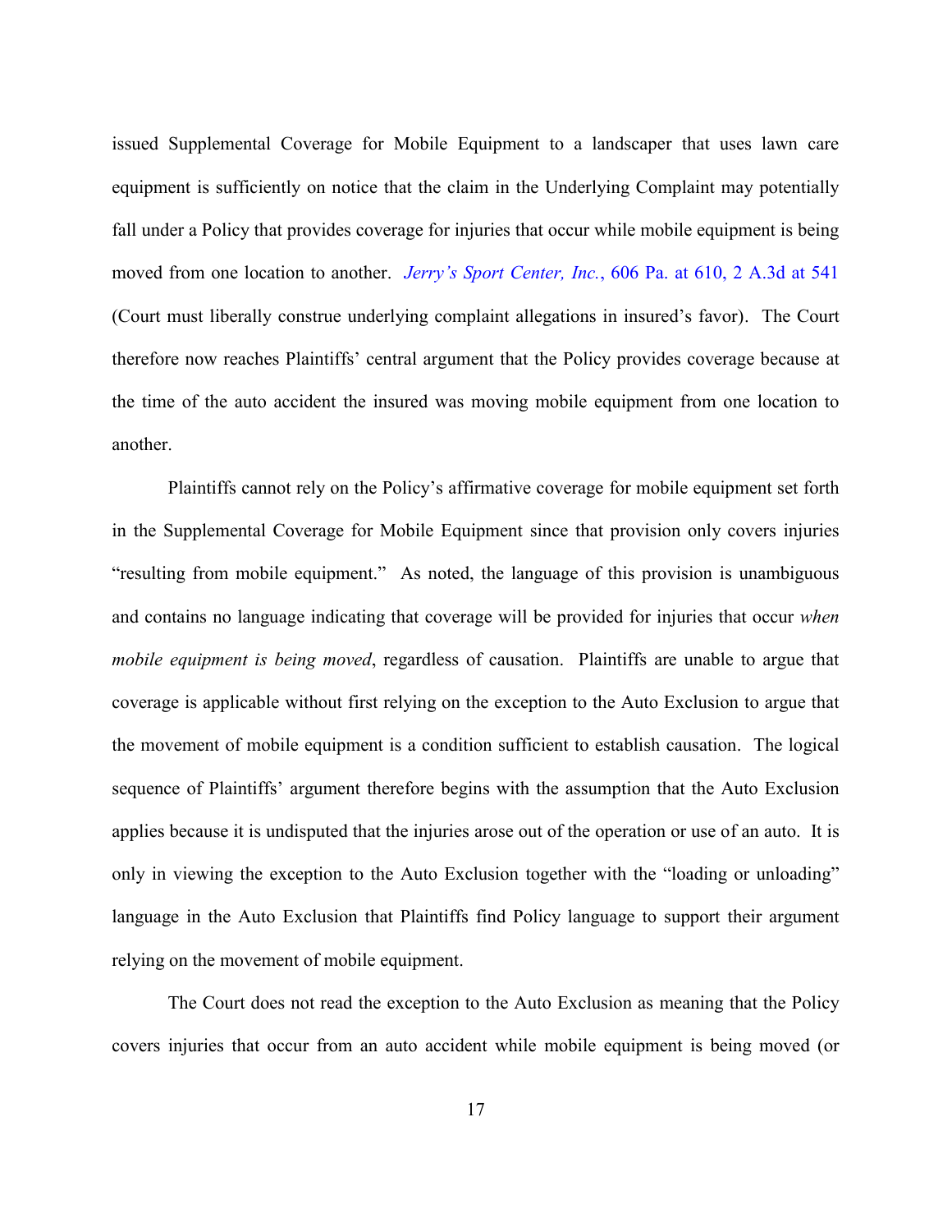issued Supplemental Coverage for Mobile Equipment to a landscaper that uses lawn care equipment is sufficiently on notice that the claim in the Underlying Complaint may potentially fall under a Policy that provides coverage for injuries that occur while mobile equipment is being moved from one location to another. *Jerry's Sport Center, Inc.*, 606 Pa. at 610, 2 A.3d at 541 (Court must liberally construe underlying complaint allegations in insured's favor). The Court therefore now reaches Plaintiffs' central argument that the Policy provides coverage because at the time of the auto accident the insured was moving mobile equipment from one location to another.

Plaintiffs cannot rely on the Policy's affirmative coverage for mobile equipment set forth in the Supplemental Coverage for Mobile Equipment since that provision only covers injuries "resulting from mobile equipment." As noted, the language of this provision is unambiguous and contains no language indicating that coverage will be provided for injuries that occur *when mobile equipment is being moved*, regardless of causation. Plaintiffs are unable to argue that coverage is applicable without first relying on the exception to the Auto Exclusion to argue that the movement of mobile equipment is a condition sufficient to establish causation. The logical sequence of Plaintiffs' argument therefore begins with the assumption that the Auto Exclusion applies because it is undisputed that the injuries arose out of the operation or use of an auto. It is only in viewing the exception to the Auto Exclusion together with the "loading or unloading" language in the Auto Exclusion that Plaintiffs find Policy language to support their argument relying on the movement of mobile equipment.

The Court does not read the exception to the Auto Exclusion as meaning that the Policy covers injuries that occur from an auto accident while mobile equipment is being moved (or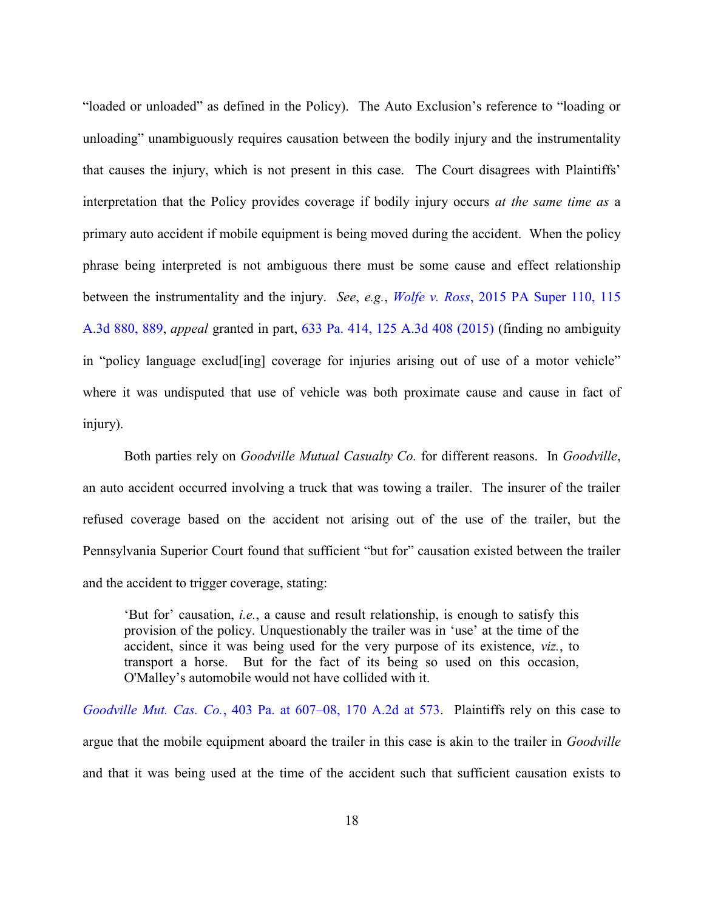"loaded or unloaded" as defined in the Policy). The Auto Exclusion's reference to "loading or unloading" unambiguously requires causation between the bodily injury and the instrumentality that causes the injury, which is not present in this case. The Court disagrees with Plaintiffs' interpretation that the Policy provides coverage if bodily injury occurs *at the same time as* a primary auto accident if mobile equipment is being moved during the accident. When the policy phrase being interpreted is not ambiguous there must be some cause and effect relationship between the instrumentality and the injury. *See*, *e.g.*, *Wolfe v. Ross*, 2015 PA Super 110, 115 A.3d 880, 889, *appeal* granted in part, 633 Pa. 414, 125 A.3d 408 (2015) (finding no ambiguity in "policy language exclud[ing] coverage for injuries arising out of use of a motor vehicle" where it was undisputed that use of vehicle was both proximate cause and cause in fact of injury).

Both parties rely on *Goodville Mutual Casualty Co.* for different reasons. In *Goodville*, an auto accident occurred involving a truck that was towing a trailer. The insurer of the trailer refused coverage based on the accident not arising out of the use of the trailer, but the Pennsylvania Superior Court found that sufficient "but for" causation existed between the trailer and the accident to trigger coverage, stating:

> 'But for' causation, *i.e.*, a cause and result relationship, is enough to satisfy this provision of the policy. Unquestionably the trailer was in 'use' at the time of the accident, since it was being used for the very purpose of its existence, *viz.*, to transport a horse. But for the fact of its being so used on this occasion, O'Malley's automobile would not have collided with it.

*Goodville Mut. Cas. Co.*, 403 Pa. at 607–08, 170 A.2d at 573. Plaintiffs rely on this case to argue that the mobile equipment aboard the trailer in this case is akin to the trailer in *Goodville* and that it was being used at the time of the accident such that sufficient causation exists to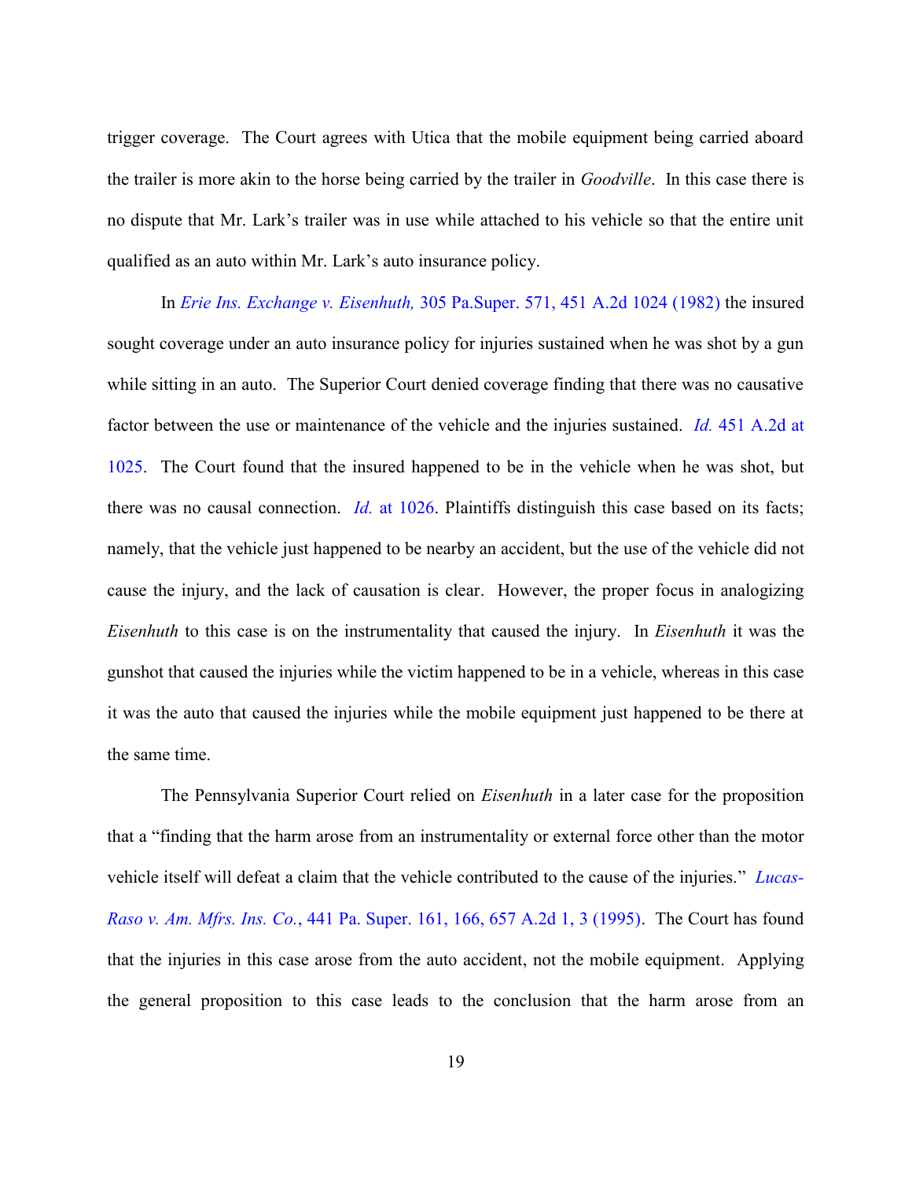trigger coverage. The Court agrees with Utica that the mobile equipment being carried aboard the trailer is more akin to the horse being carried by the trailer in *Goodville*. In this case there is no dispute that Mr. Lark's trailer was in use while attached to his vehicle so that the entire unit qualified as an auto within Mr. Lark's auto insurance policy.

In *Erie Ins. Exchange v. Eisenhuth,* 305 Pa.Super. 571, 451 A.2d 1024 (1982) the insured sought coverage under an auto insurance policy for injuries sustained when he was shot by a gun while sitting in an auto. The Superior Court denied coverage finding that there was no causative factor between the use or maintenance of the vehicle and the injuries sustained. *Id.* 451 A.2d at 1025. The Court found that the insured happened to be in the vehicle when he was shot, but there was no causal connection. *Id.* at 1026. Plaintiffs distinguish this case based on its facts; namely, that the vehicle just happened to be nearby an accident, but the use of the vehicle did not cause the injury, and the lack of causation is clear. However, the proper focus in analogizing *Eisenhuth* to this case is on the instrumentality that caused the injury. In *Eisenhuth* it was the gunshot that caused the injuries while the victim happened to be in a vehicle, whereas in this case it was the auto that caused the injuries while the mobile equipment just happened to be there at the same time.

The Pennsylvania Superior Court relied on *Eisenhuth* in a later case for the proposition that a "finding that the harm arose from an instrumentality or external force other than the motor vehicle itself will defeat a claim that the vehicle contributed to the cause of the injuries." *Lucas-Raso v. Am. Mfrs. Ins. Co.*, 441 Pa. Super. 161, 166, 657 A.2d 1, 3 (1995). The Court has found that the injuries in this case arose from the auto accident, not the mobile equipment. Applying the general proposition to this case leads to the conclusion that the harm arose from an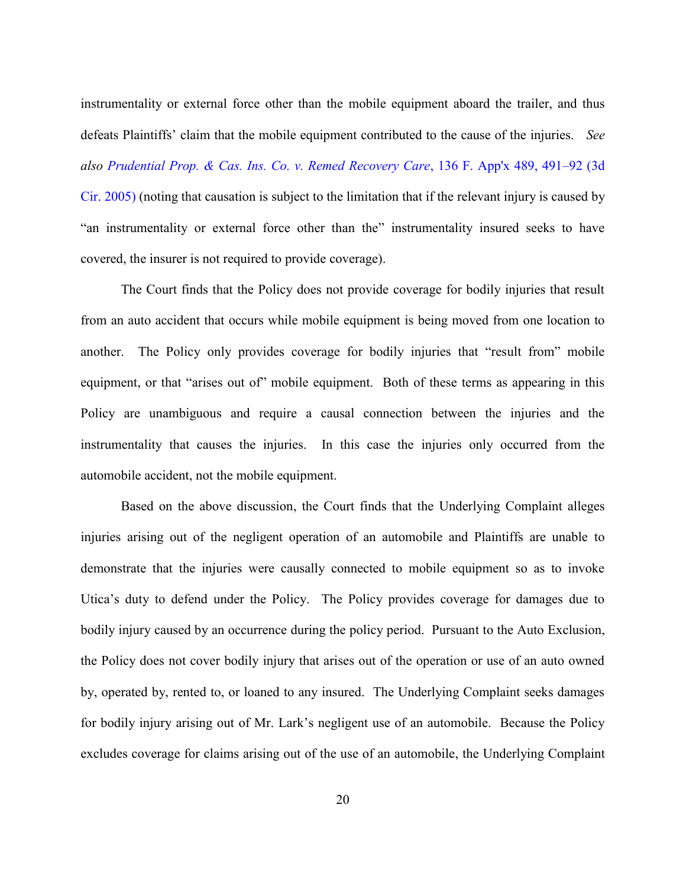instrumentality or external force other than the mobile equipment aboard the trailer, and thus defeats Plaintiffs' claim that the mobile equipment contributed to the cause of the injuries. *See also Prudential Prop. & Cas. Ins. Co. v. Remed Recovery Care*, 136 F. App'x 489, 491–92 (3d Cir. 2005) (noting that causation is subject to the limitation that if the relevant injury is caused by "an instrumentality or external force other than the" instrumentality insured seeks to have covered, the insurer is not required to provide coverage).

The Court finds that the Policy does not provide coverage for bodily injuries that result from an auto accident that occurs while mobile equipment is being moved from one location to another. The Policy only provides coverage for bodily injuries that "result from" mobile equipment, or that "arises out of" mobile equipment. Both of these terms as appearing in this Policy are unambiguous and require a causal connection between the injuries and the instrumentality that causes the injuries. In this case the injuries only occurred from the automobile accident, not the mobile equipment.

Based on the above discussion, the Court finds that the Underlying Complaint alleges injuries arising out of the negligent operation of an automobile and Plaintiffs are unable to demonstrate that the injuries were causally connected to mobile equipment so as to invoke Utica's duty to defend under the Policy. The Policy provides coverage for damages due to bodily injury caused by an occurrence during the policy period. Pursuant to the Auto Exclusion, the Policy does not cover bodily injury that arises out of the operation or use of an auto owned by, operated by, rented to, or loaned to any insured. The Underlying Complaint seeks damages for bodily injury arising out of Mr. Lark's negligent use of an automobile. Because the Policy excludes coverage for claims arising out of the use of an automobile, the Underlying Complaint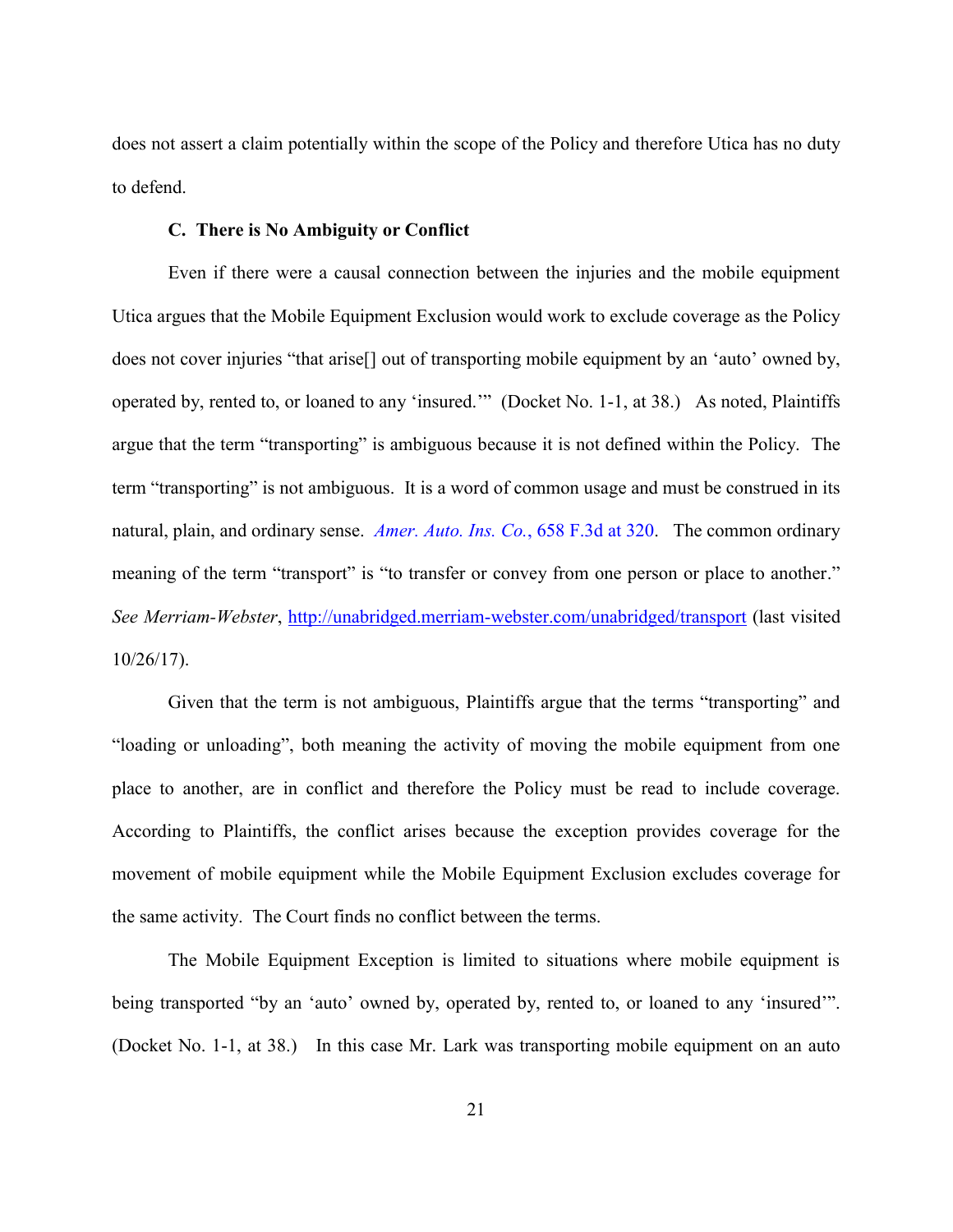does not assert a claim potentially within the scope of the Policy and therefore Utica has no duty to defend.

### C. There is No Ambiguity or Conflict

Even if there were a causal connection between the injuries and the mobile equipment Utica argues that the Mobile Equipment Exclusion would work to exclude coverage as the Policy does not cover injuries "that arise[] out of transporting mobile equipment by an 'auto' owned by, operated by, rented to, or loaned to any 'insured.'" (Docket No. 1-1, at 38.) As noted, Plaintiffs argue that the term "transporting" is ambiguous because it is not defined within the Policy. The term "transporting" is not ambiguous. It is a word of common usage and must be construed in its natural, plain, and ordinary sense. *Amer. Auto. Ins. Co.*, 658 F.3d at 320. The common ordinary meaning of the term "transport" is "to transfer or convey from one person or place to another." *See Merriam-Webster*, http://unabridged.merriam-webster.com/unabridged/transport (last visited 10/26/17).

Given that the term is not ambiguous, Plaintiffs argue that the terms "transporting" and "loading or unloading", both meaning the activity of moving the mobile equipment from one place to another, are in conflict and therefore the Policy must be read to include coverage. According to Plaintiffs, the conflict arises because the exception provides coverage for the movement of mobile equipment while the Mobile Equipment Exclusion excludes coverage for the same activity. The Court finds no conflict between the terms.

The Mobile Equipment Exception is limited to situations where mobile equipment is being transported "by an 'auto' owned by, operated by, rented to, or loaned to any 'insured'". (Docket No. 1-1, at 38.) In this case Mr. Lark was transporting mobile equipment on an auto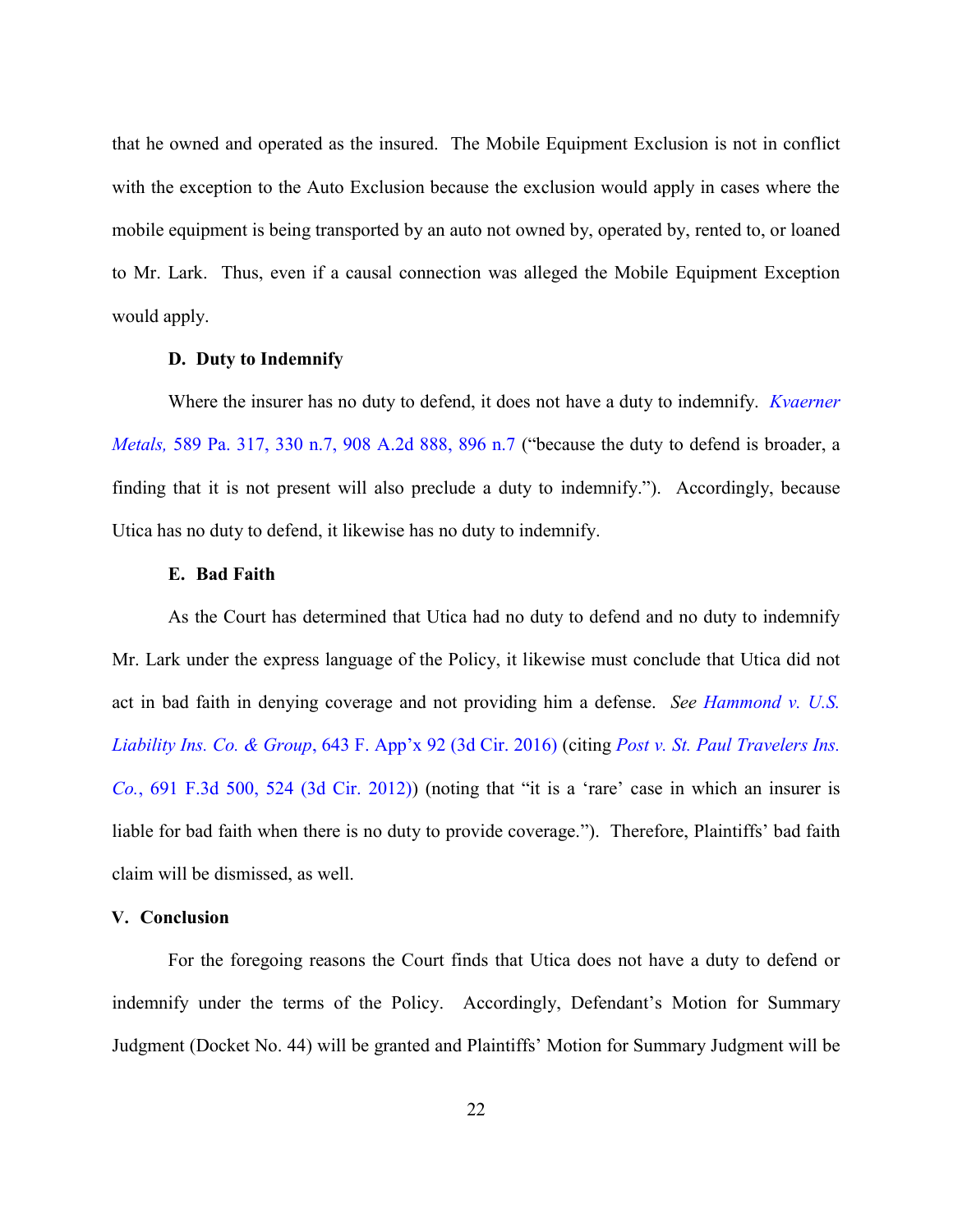that he owned and operated as the insured. The Mobile Equipment Exclusion is not in conflict with the exception to the Auto Exclusion because the exclusion would apply in cases where the mobile equipment is being transported by an auto not owned by, operated by, rented to, or loaned to Mr. Lark. Thus, even if a causal connection was alleged the Mobile Equipment Exception would apply.

### D. Duty to Indemnify

Where the insurer has no duty to defend, it does not have a duty to indemnify. *Kvaerner Metals,* 589 Pa. 317, 330 n.7, 908 A.2d 888, 896 n.7 ("because the duty to defend is broader, a finding that it is not present will also preclude a duty to indemnify."). Accordingly, because Utica has no duty to defend, it likewise has no duty to indemnify.

### E. Bad Faith

As the Court has determined that Utica had no duty to defend and no duty to indemnify Mr. Lark under the express language of the Policy, it likewise must conclude that Utica did not act in bad faith in denying coverage and not providing him a defense. *See Hammond v. U.S. Liability Ins. Co. & Group*, 643 F. App'x 92 (3d Cir. 2016) (citing *Post v. St. Paul Travelers Ins. Co.*, 691 F.3d 500, 524 (3d Cir. 2012)) (noting that "it is a 'rare' case in which an insurer is liable for bad faith when there is no duty to provide coverage."). Therefore, Plaintiffs' bad faith claim will be dismissed, as well.

## V. Conclusion

For the foregoing reasons the Court finds that Utica does not have a duty to defend or indemnify under the terms of the Policy. Accordingly, Defendant's Motion for Summary Judgment (Docket No. 44) will be granted and Plaintiffs' Motion for Summary Judgment will be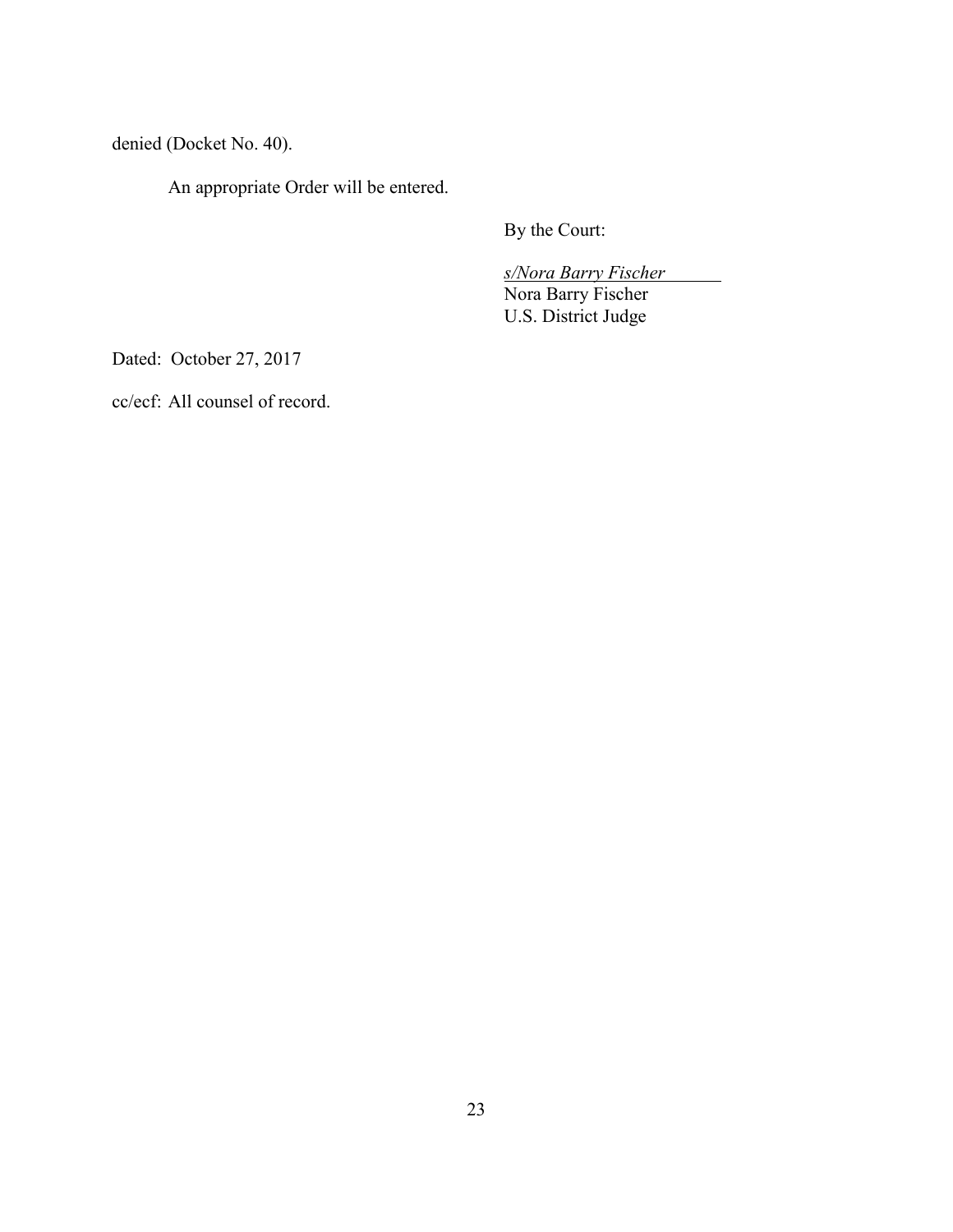denied (Docket No. 40).

An appropriate Order will be entered.

By the Court:

*s/Nora Barry Fischer*
Nora Barry Fischer
U.S. District Judge

Dated: October 27, 2017

cc/ecf: All counsel of record.